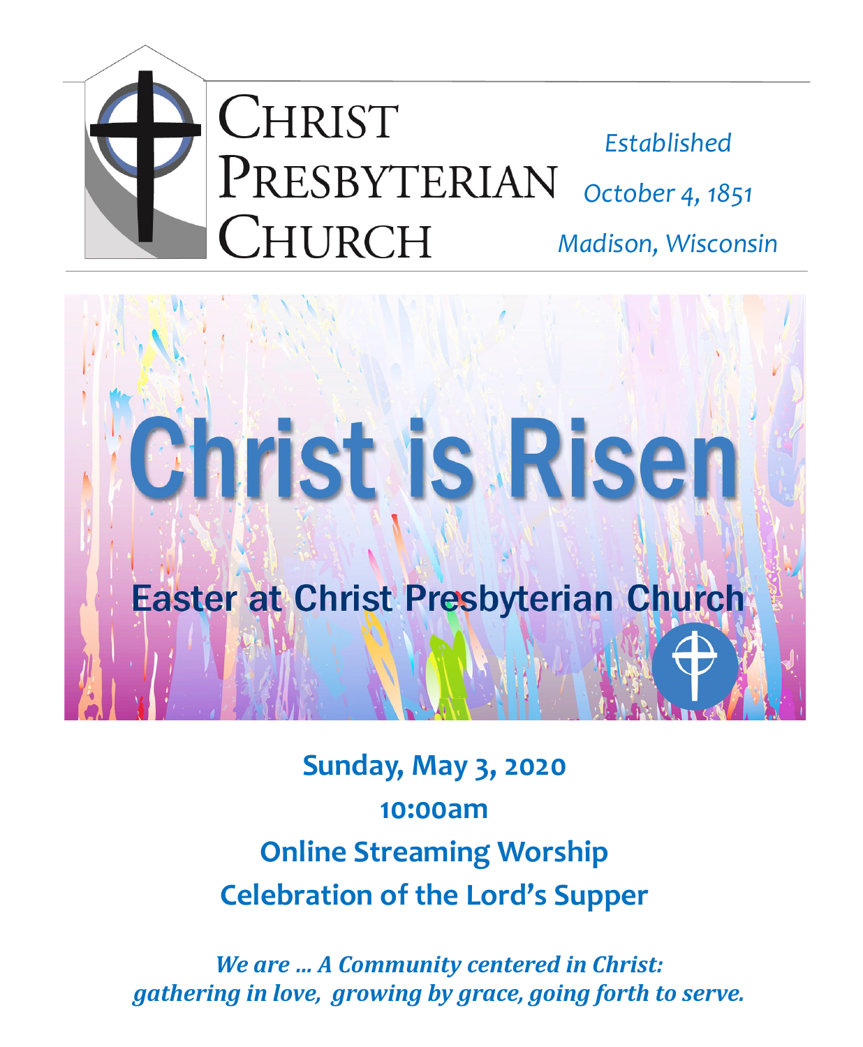# Christ Presbyterian Church

*Established*
*October 4, 1851*
*Madison, Wisconsin*

# Christ is Risen

## Easter at Christ Presbyterian Church

**Sunday, May 3, 2020**

**10:00am**

**Online Streaming Worship**

**Celebration of the Lord's Supper**

***We are ... A Community centered in Christ:***
***gathering in love, growing by grace, going forth to serve.***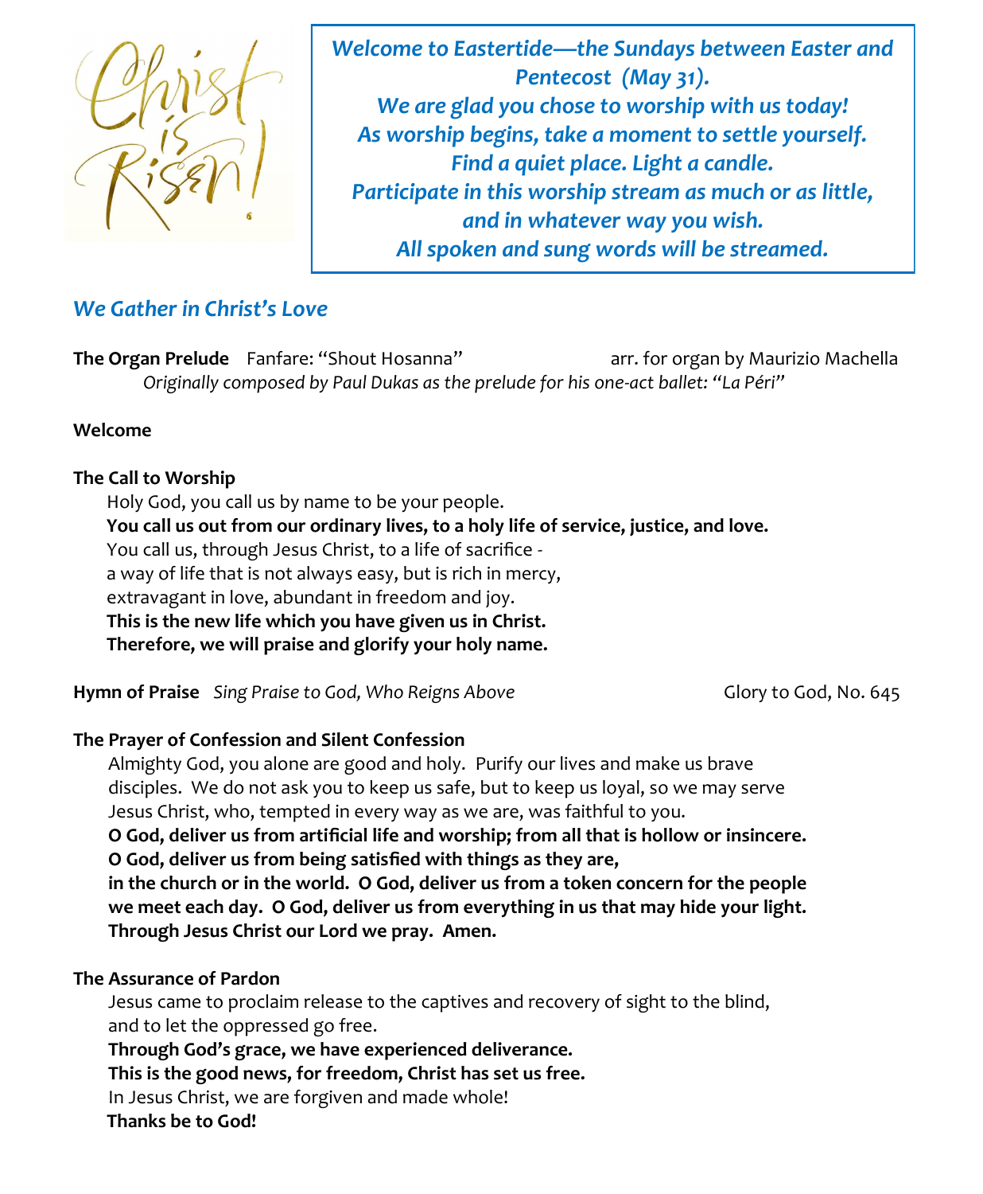*Welcome to Eastertide—the Sundays between Easter and Pentecost (May 31).*
*We are glad you chose to worship with us today!*
*As worship begins, take a moment to settle yourself.*
*Find a quiet place. Light a candle.*
*Participate in this worship stream as much or as little, and in whatever way you wish.*
*All spoken and sung words will be streamed.*

## *We Gather in Christ's Love*

**The Organ Prelude** Fanfare: "Shout Hosanna" arr. for organ by Maurizio Machella
*Originally composed by Paul Dukas as the prelude for his one-act ballet: "La Péri"*

**Welcome**

**The Call to Worship**

Holy God, you call us by name to be your people.
**You call us out from our ordinary lives, to a holy life of service, justice, and love.**
You call us, through Jesus Christ, to a life of sacrifice -
a way of life that is not always easy, but is rich in mercy,
extravagant in love, abundant in freedom and joy.
**This is the new life which you have given us in Christ.**
**Therefore, we will praise and glorify your holy name.**

**Hymn of Praise** *Sing Praise to God, Who Reigns Above* Glory to God, No. 645

**The Prayer of Confession and Silent Confession**

Almighty God, you alone are good and holy. Purify our lives and make us brave disciples. We do not ask you to keep us safe, but to keep us loyal, so we may serve Jesus Christ, who, tempted in every way as we are, was faithful to you.
**O God, deliver us from artificial life and worship; from all that is hollow or insincere.**
**O God, deliver us from being satisfied with things as they are, in the church or in the world. O God, deliver us from a token concern for the people we meet each day. O God, deliver us from everything in us that may hide your light. Through Jesus Christ our Lord we pray. Amen.**

**The Assurance of Pardon**

Jesus came to proclaim release to the captives and recovery of sight to the blind, and to let the oppressed go free.
**Through God's grace, we have experienced deliverance.**
**This is the good news, for freedom, Christ has set us free.**
In Jesus Christ, we are forgiven and made whole!
**Thanks be to God!**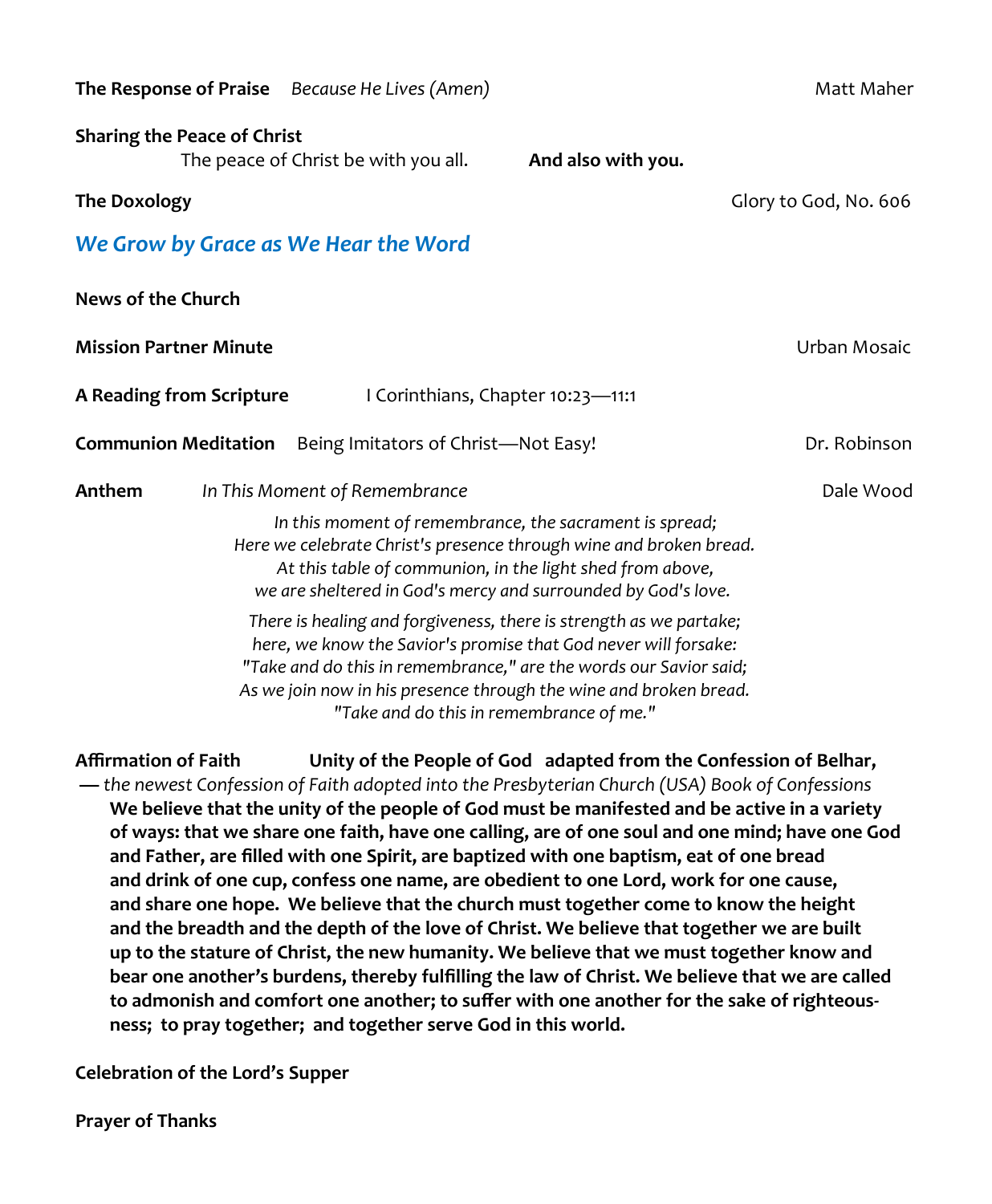**The Response of Praise** *Because He Lives (Amen)* Matt Maher

**Sharing the Peace of Christ**

The peace of Christ be with you all. **And also with you.**

**The Doxology** Glory to God, No. 606

## *We Grow by Grace as We Hear the Word*

**News of the Church**

**Mission Partner Minute** Urban Mosaic

**A Reading from Scripture** I Corinthians, Chapter 10:23—11:1

**Communion Meditation** Being Imitators of Christ—Not Easy! Dr. Robinson

**Anthem** *In This Moment of Remembrance* Dale Wood

*In this moment of remembrance, the sacrament is spread;*
*Here we celebrate Christ's presence through wine and broken bread.*
*At this table of communion, in the light shed from above,*
*we are sheltered in God's mercy and surrounded by God's love.*

*There is healing and forgiveness, there is strength as we partake;*
*here, we know the Savior's promise that God never will forsake:*
*"Take and do this in remembrance," are the words our Savior said;*
*As we join now in his presence through the wine and broken bread.*
*"Take and do this in remembrance of me."*

**Affirmation of Faith** **Unity of the People of God adapted from the Confession of Belhar,**
— *the newest Confession of Faith adopted into the Presbyterian Church (USA) Book of Confessions*

**We believe that the unity of the people of God must be manifested and be active in a variety of ways: that we share one faith, have one calling, are of one soul and one mind; have one God and Father, are filled with one Spirit, are baptized with one baptism, eat of one bread and drink of one cup, confess one name, are obedient to one Lord, work for one cause, and share one hope. We believe that the church must together come to know the height and the breadth and the depth of the love of Christ. We believe that together we are built up to the stature of Christ, the new humanity. We believe that we must together know and bear one another's burdens, thereby fulfilling the law of Christ. We believe that we are called to admonish and comfort one another; to suffer with one another for the sake of righteousness; to pray together; and together serve God in this world.**

**Celebration of the Lord's Supper**

**Prayer of Thanks**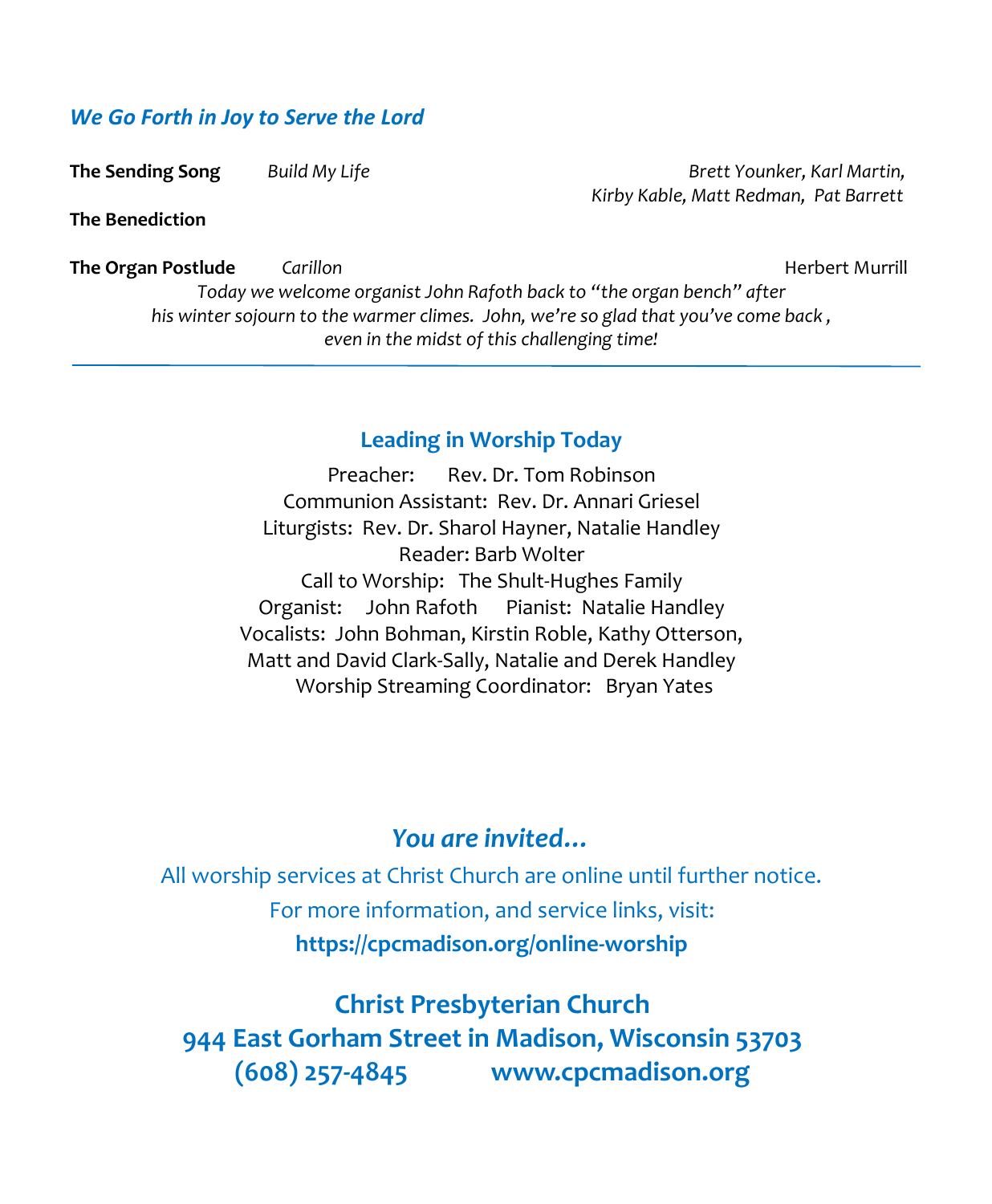### *We Go Forth in Joy to Serve the Lord*

**The Sending Song** *Build My Life* *Brett Younker, Karl Martin, Kirby Kable, Matt Redman, Pat Barrett*

**The Benediction**

**The Organ Postlude** *Carillon* Herbert Murrill

*Today we welcome organist John Rafoth back to "the organ bench" after his winter sojourn to the warmer climes. John, we're so glad that you've come back , even in the midst of this challenging time!*

---

## Leading in Worship Today

Preacher: Rev. Dr. Tom Robinson
Communion Assistant: Rev. Dr. Annari Griesel
Liturgists: Rev. Dr. Sharol Hayner, Natalie Handley
Reader: Barb Wolter
Call to Worship: The Shult-Hughes Family
Organist: John Rafoth Pianist: Natalie Handley
Vocalists: John Bohman, Kirstin Roble, Kathy Otterson, Matt and David Clark-Sally, Natalie and Derek Handley
Worship Streaming Coordinator: Bryan Yates

## *You are invited…*

All worship services at Christ Church are online until further notice.
For more information, and service links, visit:
**https://cpcmadison.org/online-worship**

**Christ Presbyterian Church**
**944 East Gorham Street in Madison, Wisconsin 53703**
**(608) 257-4845 www.cpcmadison.org**